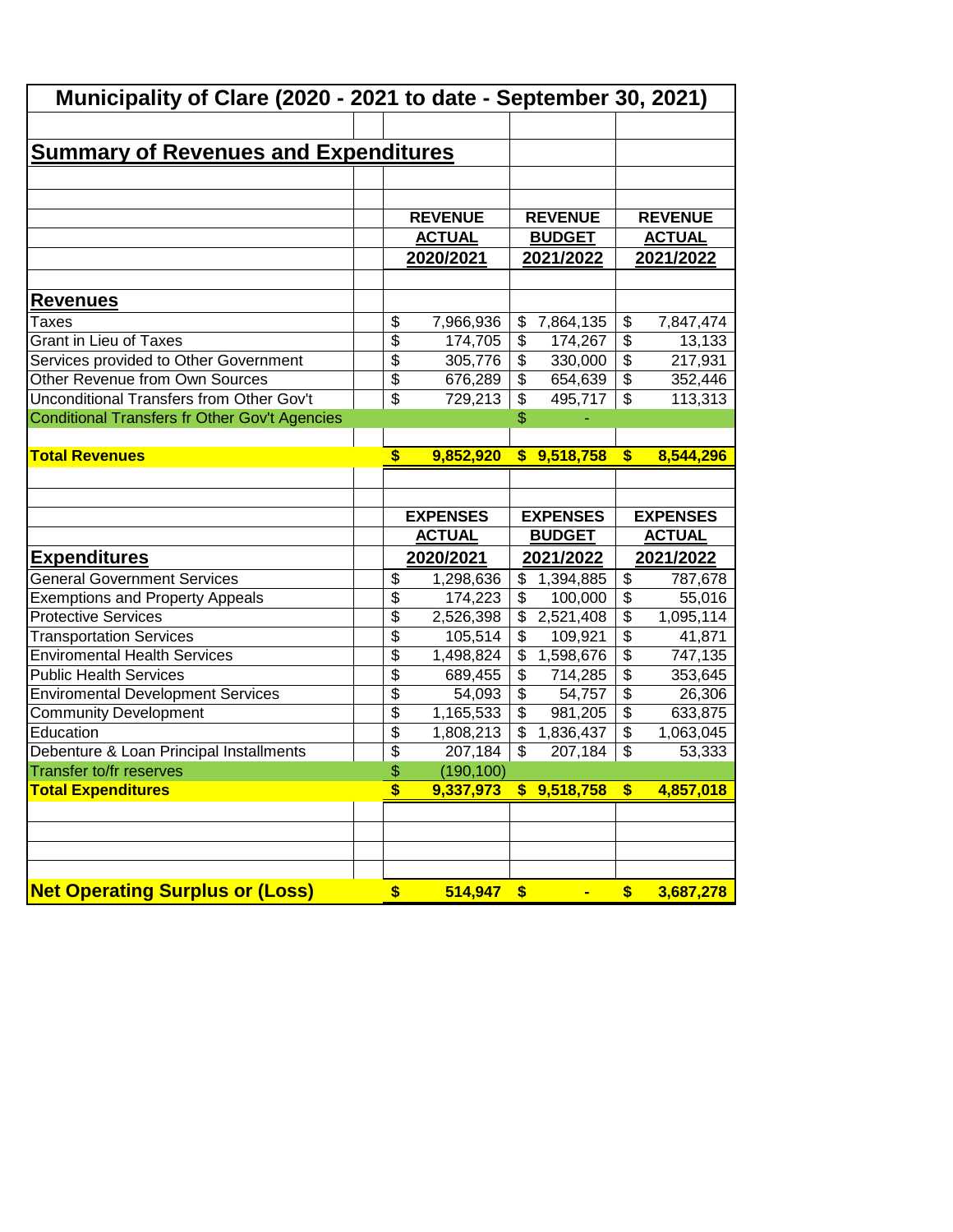# Municipality of Clare (2020 - 2021 to date - September 30, 2021)

## Summary of Revenues and Expenditures

| | REVENUE ACTUAL 2020/2021 | REVENUE BUDGET 2021/2022 | REVENUE ACTUAL 2021/2022 |
|---|---|---|---|
| **Revenues** | | | |
| Taxes | $ 7,966,936 | $ 7,864,135 | $ 7,847,474 |
| Grant in Lieu of Taxes | $ 174,705 | $ 174,267 | $ 13,133 |
| Services provided to Other Government | $ 305,776 | $ 330,000 | $ 217,931 |
| Other Revenue from Own Sources | $ 676,289 | $ 654,639 | $ 352,446 |
| Unconditional Transfers from Other Gov't | $ 729,213 | $ 495,717 | $ 113,313 |
| Conditional Transfers fr Other Gov't Agencies | | $ - | |
| **Total Revenues** | **$ 9,852,920** | **$ 9,518,758** | **$ 8,544,296** |

| | EXPENSES ACTUAL 2020/2021 | EXPENSES BUDGET 2021/2022 | EXPENSES ACTUAL 2021/2022 |
|---|---|---|---|
| **Expenditures** | | | |
| General Government Services | $ 1,298,636 | $ 1,394,885 | $ 787,678 |
| Exemptions and Property Appeals | $ 174,223 | $ 100,000 | $ 55,016 |
| Protective Services | $ 2,526,398 | $ 2,521,408 | $ 1,095,114 |
| Transportation Services | $ 105,514 | $ 109,921 | $ 41,871 |
| Enviromental Health Services | $ 1,498,824 | $ 1,598,676 | $ 747,135 |
| Public Health Services | $ 689,455 | $ 714,285 | $ 353,645 |
| Enviromental Development Services | $ 54,093 | $ 54,757 | $ 26,306 |
| Community Development | $ 1,165,533 | $ 981,205 | $ 633,875 |
| Education | $ 1,808,213 | $ 1,836,437 | $ 1,063,045 |
| Debenture & Loan Principal Installments | $ 207,184 | $ 207,184 | $ 53,333 |
| Transfer to/fr reserves | $ (190,100) | | |
| **Total Expenditures** | **$ 9,337,973** | **$ 9,518,758** | **$ 4,857,018** |
| | | | |
| **Net Operating Surplus or (Loss)** | **$ 514,947** | **$ -** | **$ 3,687,278** |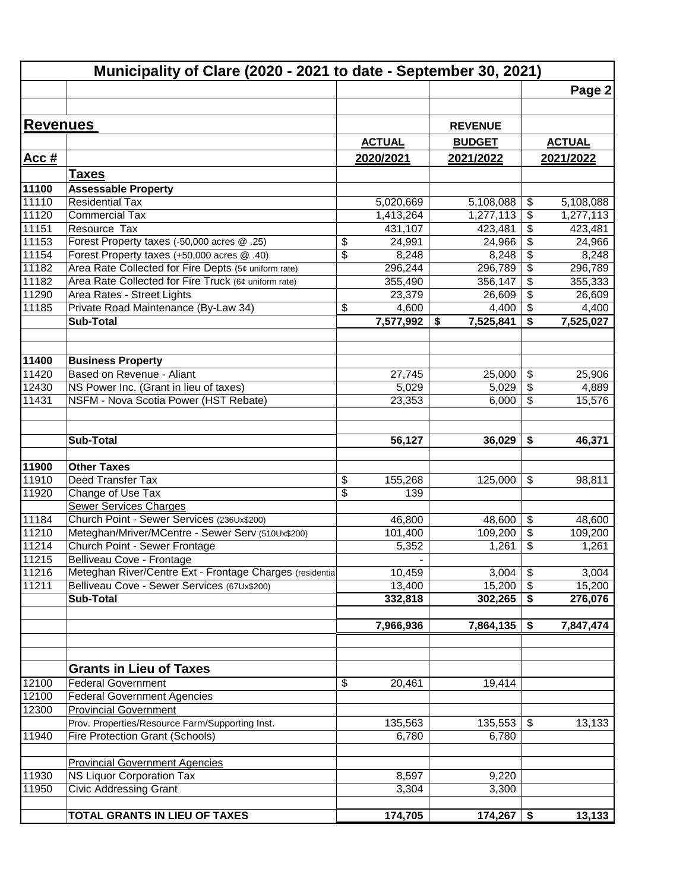# Municipality of Clare (2020 - 2021 to date - September 30, 2021)

## Revenues

| Acc # | | ACTUAL 2020/2021 | REVENUE BUDGET 2021/2022 | ACTUAL 2021/2022 |
|---|---|---|---|---|
| | **Taxes** | | | |
| **11100** | **Assessable Property** | | | |
| 11110 | Residential Tax | 5,020,669 | 5,108,088 | $ 5,108,088 |
| 11120 | Commercial Tax | 1,413,264 | 1,277,113 | $ 1,277,113 |
| 11151 | Resource Tax | 431,107 | 423,481 | $ 423,481 |
| 11153 | Forest Property taxes (-50,000 acres @ .25) | $ 24,991 | 24,966 | $ 24,966 |
| 11154 | Forest Property taxes (+50,000 acres @ .40) | $ 8,248 | 8,248 | $ 8,248 |
| 11182 | Area Rate Collected for Fire Depts (5¢ uniform rate) | 296,244 | 296,789 | $ 296,789 |
| 11182 | Area Rate Collected for Fire Truck (6¢ uniform rate) | 355,490 | 356,147 | $ 355,333 |
| 11290 | Area Rates - Street Lights | 23,379 | 26,609 | $ 26,609 |
| 11185 | Private Road Maintenance (By-Law 34) | $ 4,600 | 4,400 | $ 4,400 |
| | **Sub-Total** | **7,577,992** | **$ 7,525,841** | **$ 7,525,027** |
| **11400** | **Business Property** | | | |
| 11420 | Based on Revenue - Aliant | 27,745 | 25,000 | $ 25,906 |
| 12430 | NS Power Inc. (Grant in lieu of taxes) | 5,029 | 5,029 | $ 4,889 |
| 11431 | NSFM - Nova Scotia Power (HST Rebate) | 23,353 | 6,000 | $ 15,576 |
| | **Sub-Total** | **56,127** | **36,029** | **$ 46,371** |
| **11900** | **Other Taxes** | | | |
| 11910 | Deed Transfer Tax | $ 155,268 | 125,000 | $ 98,811 |
| 11920 | Change of Use Tax | $ 139 | | |
| | Sewer Services Charges | | | |
| 11184 | Church Point - Sewer Services (236Ux$200) | 46,800 | 48,600 | $ 48,600 |
| 11210 | Meteghan/Mriver/MCentre - Sewer Serv (510Ux$200) | 101,400 | 109,200 | $ 109,200 |
| 11214 | Church Point - Sewer Frontage | 5,352 | 1,261 | $ 1,261 |
| 11215 | Belliveau Cove - Frontage | - | | |
| 11216 | Meteghan River/Centre Ext - Frontage Charges (residentia | 10,459 | 3,004 | $ 3,004 |
| 11211 | Belliveau Cove - Sewer Services (67Ux$200) | 13,400 | 15,200 | $ 15,200 |
| | **Sub-Total** | **332,818** | **302,265** | **$ 276,076** |
| | | **7,966,936** | **7,864,135** | **$ 7,847,474** |
| | **Grants in Lieu of Taxes** | | | |
| 12100 | Federal Government | $ 20,461 | 19,414 | |
| 12100 | Federal Government Agencies | | | |
| 12300 | Provincial Government | | | |
| | Prov. Properties/Resource Farm/Supporting Inst. | 135,563 | 135,553 | $ 13,133 |
| 11940 | Fire Protection Grant (Schools) | 6,780 | 6,780 | |
| | Provincial Government Agencies | | | |
| 11930 | NS Liquor Corporation Tax | 8,597 | 9,220 | |
| 11950 | Civic Addressing Grant | 3,304 | 3,300 | |
| | **TOTAL GRANTS IN LIEU OF TAXES** | **174,705** | **174,267** | **$ 13,133** |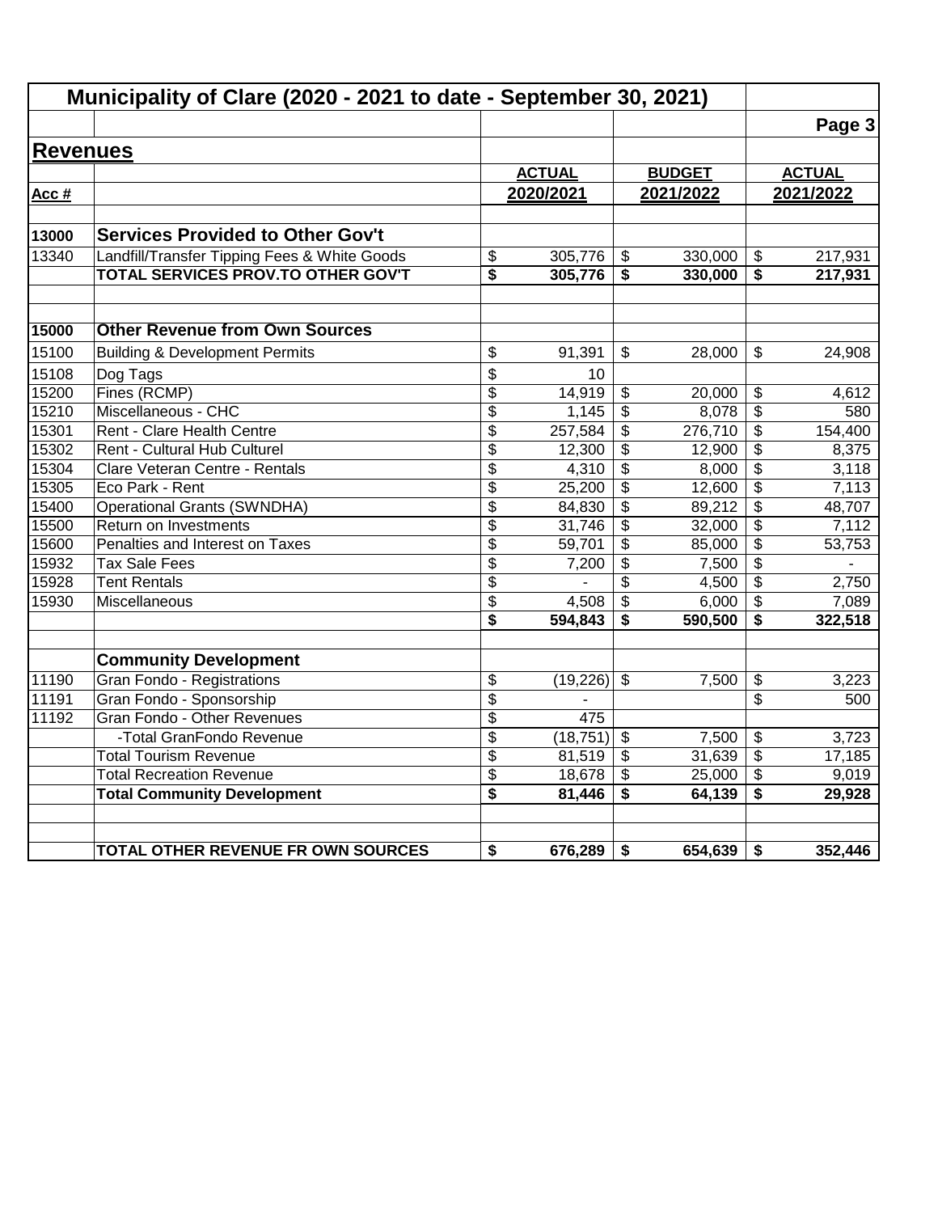# Municipality of Clare (2020 - 2021 to date - September 30, 2021)

## Revenues

| Acc # | | ACTUAL 2020/2021 | BUDGET 2021/2022 | ACTUAL 2021/2022 |
|---|---|---|---|---|
| **13000** | **Services Provided to Other Gov't** | | | |
| 13340 | Landfill/Transfer Tipping Fees & White Goods | $ 305,776 | $ 330,000 | $ 217,931 |
| | **TOTAL SERVICES PROV.TO OTHER GOV'T** | **$ 305,776** | **$ 330,000** | **$ 217,931** |
| | | | | |
| **15000** | **Other Revenue from Own Sources** | | | |
| 15100 | Building & Development Permits | $ 91,391 | $ 28,000 | $ 24,908 |
| 15108 | Dog Tags | $ 10 | | |
| 15200 | Fines (RCMP) | $ 14,919 | $ 20,000 | $ 4,612 |
| 15210 | Miscellaneous - CHC | $ 1,145 | $ 8,078 | $ 580 |
| 15301 | Rent - Clare Health Centre | $ 257,584 | $ 276,710 | $ 154,400 |
| 15302 | Rent - Cultural Hub Culturel | $ 12,300 | $ 12,900 | $ 8,375 |
| 15304 | Clare Veteran Centre - Rentals | $ 4,310 | $ 8,000 | $ 3,118 |
| 15305 | Eco Park - Rent | $ 25,200 | $ 12,600 | $ 7,113 |
| 15400 | Operational Grants (SWNDHA) | $ 84,830 | $ 89,212 | $ 48,707 |
| 15500 | Return on Investments | $ 31,746 | $ 32,000 | $ 7,112 |
| 15600 | Penalties and Interest on Taxes | $ 59,701 | $ 85,000 | $ 53,753 |
| 15932 | Tax Sale Fees | $ 7,200 | $ 7,500 | $ - |
| 15928 | Tent Rentals | $ - | $ 4,500 | $ 2,750 |
| 15930 | Miscellaneous | $ 4,508 | $ 6,000 | $ 7,089 |
| | | **$ 594,843** | **$ 590,500** | **$ 322,518** |
| | | | | |
| | **Community Development** | | | |
| 11190 | Gran Fondo - Registrations | $ (19,226) | $ 7,500 | $ 3,223 |
| 11191 | Gran Fondo - Sponsorship | $ - | | $ 500 |
| 11192 | Gran Fondo - Other Revenues | $ 475 | | |
| | -Total GranFondo Revenue | $ (18,751) | $ 7,500 | $ 3,723 |
| | Total Tourism Revenue | $ 81,519 | $ 31,639 | $ 17,185 |
| | Total Recreation Revenue | $ 18,678 | $ 25,000 | $ 9,019 |
| | **Total Community Development** | **$ 81,446** | **$ 64,139** | **$ 29,928** |
| | | | | |
| | **TOTAL OTHER REVENUE FR OWN SOURCES** | **$ 676,289** | **$ 654,639** | **$ 352,446** |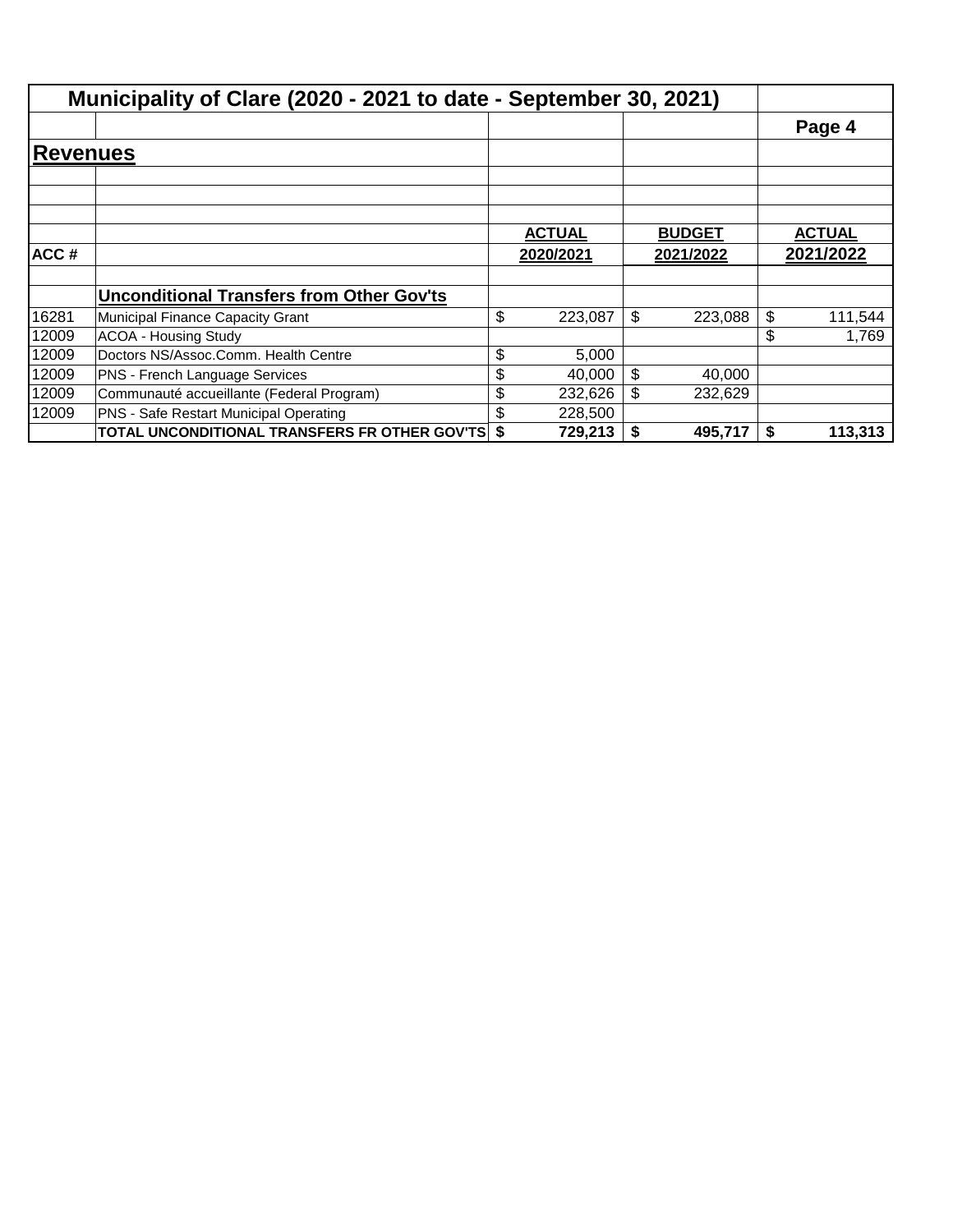# Municipality of Clare (2020 - 2021 to date - September 30, 2021)

## Revenues

| ACC # | | ACTUAL 2020/2021 | BUDGET 2021/2022 | ACTUAL 2021/2022 |
|---|---|---|---|---|
| | **Unconditional Transfers from Other Gov'ts** | | | |
| 16281 | Municipal Finance Capacity Grant | $ 223,087 | $ 223,088 | $ 111,544 |
| 12009 | ACOA - Housing Study | | | $ 1,769 |
| 12009 | Doctors NS/Assoc.Comm. Health Centre | $ 5,000 | | |
| 12009 | PNS - French Language Services | $ 40,000 | $ 40,000 | |
| 12009 | Communauté accueillante (Federal Program) | $ 232,626 | $ 232,629 | |
| 12009 | PNS - Safe Restart Municipal Operating | $ 228,500 | | |
| | **TOTAL UNCONDITIONAL TRANSFERS FR OTHER GOV'TS** | **$ 729,213** | **$ 495,717** | **$ 113,313** |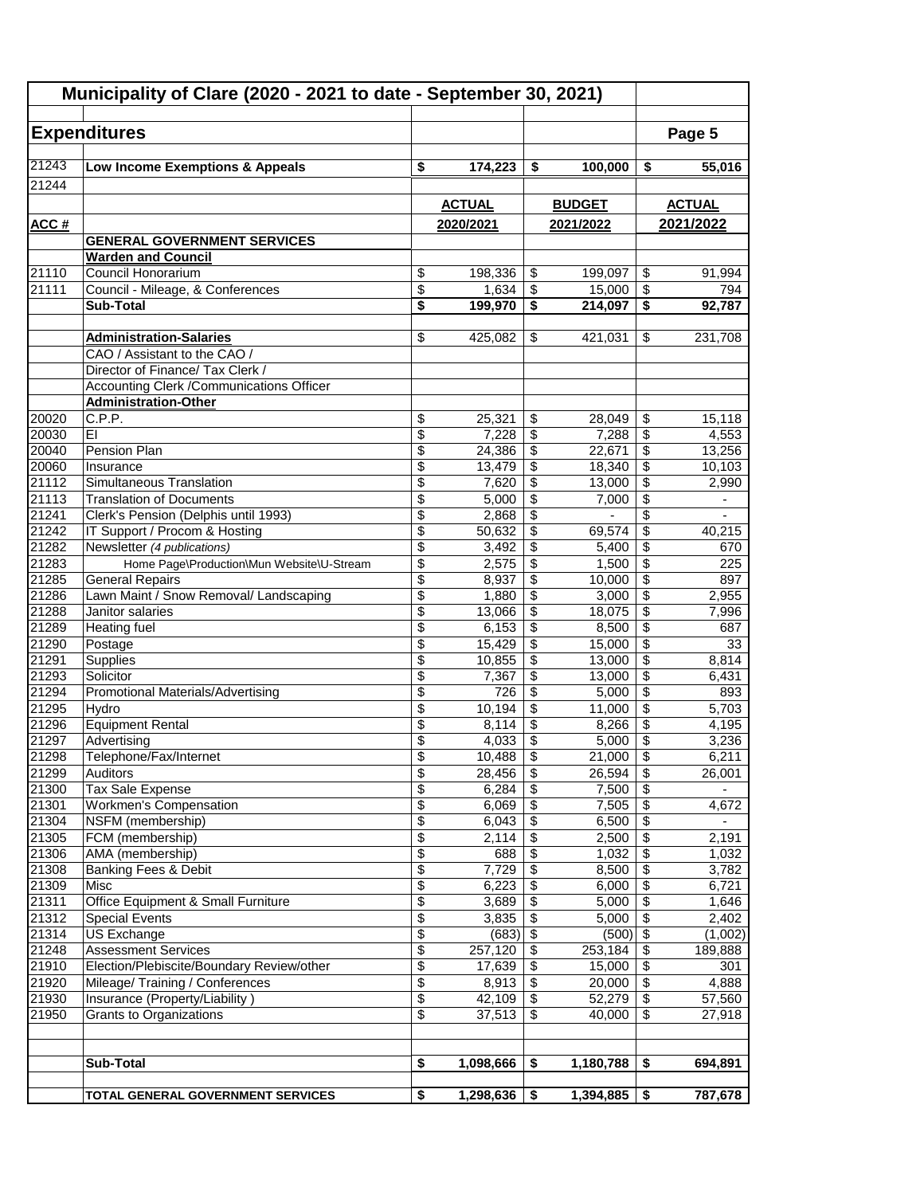# Municipality of Clare (2020 - 2021 to date - September 30, 2021)

## Expenditures

Page 5

| ACC # | | ACTUAL 2020/2021 | BUDGET 2021/2022 | ACTUAL 2021/2022 |
|---|---|---|---|---|
| 21243 | **Low Income Exemptions & Appeals** | **$ 174,223** | **$ 100,000** | **$ 55,016** |
| 21244 | | | | |
| | **GENERAL GOVERNMENT SERVICES** | | | |
| | **Warden and Council** | | | |
| 21110 | Council Honorarium | $ 198,336 | $ 199,097 | $ 91,994 |
| 21111 | Council - Mileage, & Conferences | $ 1,634 | $ 15,000 | $ 794 |
| | **Sub-Total** | **$ 199,970** | **$ 214,097** | **$ 92,787** |
| | | | | |
| | **Administration-Salaries** | $ 425,082 | $ 421,031 | $ 231,708 |
| | CAO / Assistant to the CAO / | | | |
| | Director of Finance/ Tax Clerk / | | | |
| | Accounting Clerk /Communications Officer | | | |
| | **Administration-Other** | | | |
| 20020 | C.P.P. | $ 25,321 | $ 28,049 | $ 15,118 |
| 20030 | EI | $ 7,228 | $ 7,288 | $ 4,553 |
| 20040 | Pension Plan | $ 24,386 | $ 22,671 | $ 13,256 |
| 20060 | Insurance | $ 13,479 | $ 18,340 | $ 10,103 |
| 21112 | Simultaneous Translation | $ 7,620 | $ 13,000 | $ 2,990 |
| 21113 | Translation of Documents | $ 5,000 | $ 7,000 | $ - |
| 21241 | Clerk's Pension (Delphis until 1993) | $ 2,868 | $ - | $ - |
| 21242 | IT Support / Procom & Hosting | $ 50,632 | $ 69,574 | $ 40,215 |
| 21282 | Newsletter *(4 publications)* | $ 3,492 | $ 5,400 | $ 670 |
| 21283 | Home Page\Production\Mun Website\U-Stream | $ 2,575 | $ 1,500 | $ 225 |
| 21285 | General Repairs | $ 8,937 | $ 10,000 | $ 897 |
| 21286 | Lawn Maint / Snow Removal/ Landscaping | $ 1,880 | $ 3,000 | $ 2,955 |
| 21288 | Janitor salaries | $ 13,066 | $ 18,075 | $ 7,996 |
| 21289 | Heating fuel | $ 6,153 | $ 8,500 | $ 687 |
| 21290 | Postage | $ 15,429 | $ 15,000 | $ 33 |
| 21291 | Supplies | $ 10,855 | $ 13,000 | $ 8,814 |
| 21293 | Solicitor | $ 7,367 | $ 13,000 | $ 6,431 |
| 21294 | Promotional Materials/Advertising | $ 726 | $ 5,000 | $ 893 |
| 21295 | Hydro | $ 10,194 | $ 11,000 | $ 5,703 |
| 21296 | Equipment Rental | $ 8,114 | $ 8,266 | $ 4,195 |
| 21297 | Advertising | $ 4,033 | $ 5,000 | $ 3,236 |
| 21298 | Telephone/Fax/Internet | $ 10,488 | $ 21,000 | $ 6,211 |
| 21299 | Auditors | $ 28,456 | $ 26,594 | $ 26,001 |
| 21300 | Tax Sale Expense | $ 6,284 | $ 7,500 | $ - |
| 21301 | Workmen's Compensation | $ 6,069 | $ 7,505 | $ 4,672 |
| 21304 | NSFM (membership) | $ 6,043 | $ 6,500 | $ - |
| 21305 | FCM (membership) | $ 2,114 | $ 2,500 | $ 2,191 |
| 21306 | AMA (membership) | $ 688 | $ 1,032 | $ 1,032 |
| 21308 | Banking Fees & Debit | $ 7,729 | $ 8,500 | $ 3,782 |
| 21309 | Misc | $ 6,223 | $ 6,000 | $ 6,721 |
| 21311 | Office Equipment & Small Furniture | $ 3,689 | $ 5,000 | $ 1,646 |
| 21312 | Special Events | $ 3,835 | $ 5,000 | $ 2,402 |
| 21314 | US Exchange | $ (683) | $ (500) | $ (1,002) |
| 21248 | Assessment Services | $ 257,120 | $ 253,184 | $ 189,888 |
| 21910 | Election/Plebiscite/Boundary Review/other | $ 17,639 | $ 15,000 | $ 301 |
| 21920 | Mileage/ Training / Conferences | $ 8,913 | $ 20,000 | $ 4,888 |
| 21930 | Insurance (Property/Liability ) | $ 42,109 | $ 52,279 | $ 57,560 |
| 21950 | Grants to Organizations | $ 37,513 | $ 40,000 | $ 27,918 |
| | | | | |
| | **Sub-Total** | **$ 1,098,666** | **$ 1,180,788** | **$ 694,891** |
| | | | | |
| | **TOTAL GENERAL GOVERNMENT SERVICES** | **$ 1,298,636** | **$ 1,394,885** | **$ 787,678** |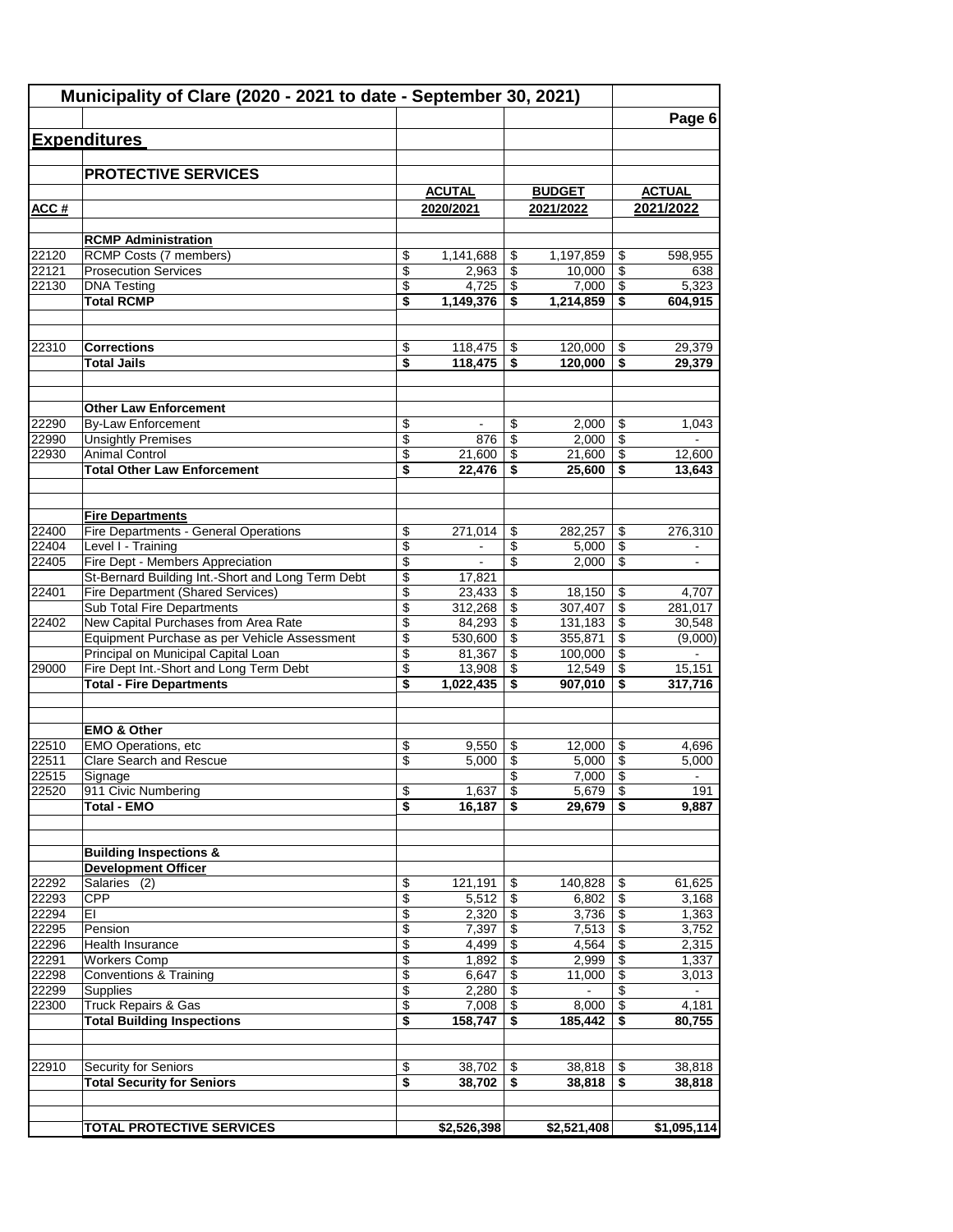## Municipality of Clare (2020 - 2021 to date - September 30, 2021)

### Expenditures

### PROTECTIVE SERVICES

| ACC # | | ACUTAL 2020/2021 | BUDGET 2021/2022 | ACTUAL 2021/2022 |
|---|---|---|---|---|
| | **RCMP Administration** | | | |
| 22120 | RCMP Costs (7 members) | $ 1,141,688 | $ 1,197,859 | $ 598,955 |
| 22121 | Prosecution Services | $ 2,963 | $ 10,000 | $ 638 |
| 22130 | DNA Testing | $ 4,725 | $ 7,000 | $ 5,323 |
| | **Total RCMP** | **$ 1,149,376** | **$ 1,214,859** | **$ 604,915** |
| 22310 | **Corrections** | $ 118,475 | $ 120,000 | $ 29,379 |
| | **Total Jails** | **$ 118,475** | **$ 120,000** | **$ 29,379** |
| | **Other Law Enforcement** | | | |
| 22290 | By-Law Enforcement | $ - | $ 2,000 | $ 1,043 |
| 22990 | Unsightly Premises | $ 876 | $ 2,000 | $ - |
| 22930 | Animal Control | $ 21,600 | $ 21,600 | $ 12,600 |
| | **Total Other Law Enforcement** | **$ 22,476** | **$ 25,600** | **$ 13,643** |
| | **Fire Departments** | | | |
| 22400 | Fire Departments - General Operations | $ 271,014 | $ 282,257 | $ 276,310 |
| 22404 | Level I - Training | $ - | $ 5,000 | $ - |
| 22405 | Fire Dept - Members Appreciation | $ - | $ 2,000 | $ - |
| | St-Bernard Building Int.-Short and Long Term Debt | $ 17,821 | | |
| 22401 | Fire Department (Shared Services) | $ 23,433 | $ 18,150 | $ 4,707 |
| | Sub Total Fire Departments | $ 312,268 | $ 307,407 | $ 281,017 |
| 22402 | New Capital Purchases from Area Rate | $ 84,293 | $ 131,183 | $ 30,548 |
| | Equipment Purchase as per Vehicle Assessment | $ 530,600 | $ 355,871 | $ (9,000) |
| | Principal on Municipal Capital Loan | $ 81,367 | $ 100,000 | $ - |
| 29000 | Fire Dept Int.-Short and Long Term Debt | $ 13,908 | $ 12,549 | $ 15,151 |
| | **Total - Fire Departments** | **$ 1,022,435** | **$ 907,010** | **$ 317,716** |
| | **EMO & Other** | | | |
| 22510 | EMO Operations, etc | $ 9,550 | $ 12,000 | $ 4,696 |
| 22511 | Clare Search and Rescue | $ 5,000 | $ 5,000 | $ 5,000 |
| 22515 | Signage | | $ 7,000 | $ - |
| 22520 | 911 Civic Numbering | $ 1,637 | $ 5,679 | $ 191 |
| | **Total - EMO** | **$ 16,187** | **$ 29,679** | **$ 9,887** |
| | **Building Inspections & Development Officer** | | | |
| 22292 | Salaries (2) | $ 121,191 | $ 140,828 | $ 61,625 |
| 22293 | CPP | $ 5,512 | $ 6,802 | $ 3,168 |
| 22294 | EI | $ 2,320 | $ 3,736 | $ 1,363 |
| 22295 | Pension | $ 7,397 | $ 7,513 | $ 3,752 |
| 22296 | Health Insurance | $ 4,499 | $ 4,564 | $ 2,315 |
| 22291 | Workers Comp | $ 1,892 | $ 2,999 | $ 1,337 |
| 22298 | Conventions & Training | $ 6,647 | $ 11,000 | $ 3,013 |
| 22299 | Supplies | $ 2,280 | $ - | $ - |
| 22300 | Truck Repairs & Gas | $ 7,008 | $ 8,000 | $ 4,181 |
| | **Total Building Inspections** | **$ 158,747** | **$ 185,442** | **$ 80,755** |
| 22910 | Security for Seniors | $ 38,702 | $ 38,818 | $ 38,818 |
| | **Total Security for Seniors** | **$ 38,702** | **$ 38,818** | **$ 38,818** |
| | **TOTAL PROTECTIVE SERVICES** | **$2,526,398** | **$2,521,408** | **$1,095,114** |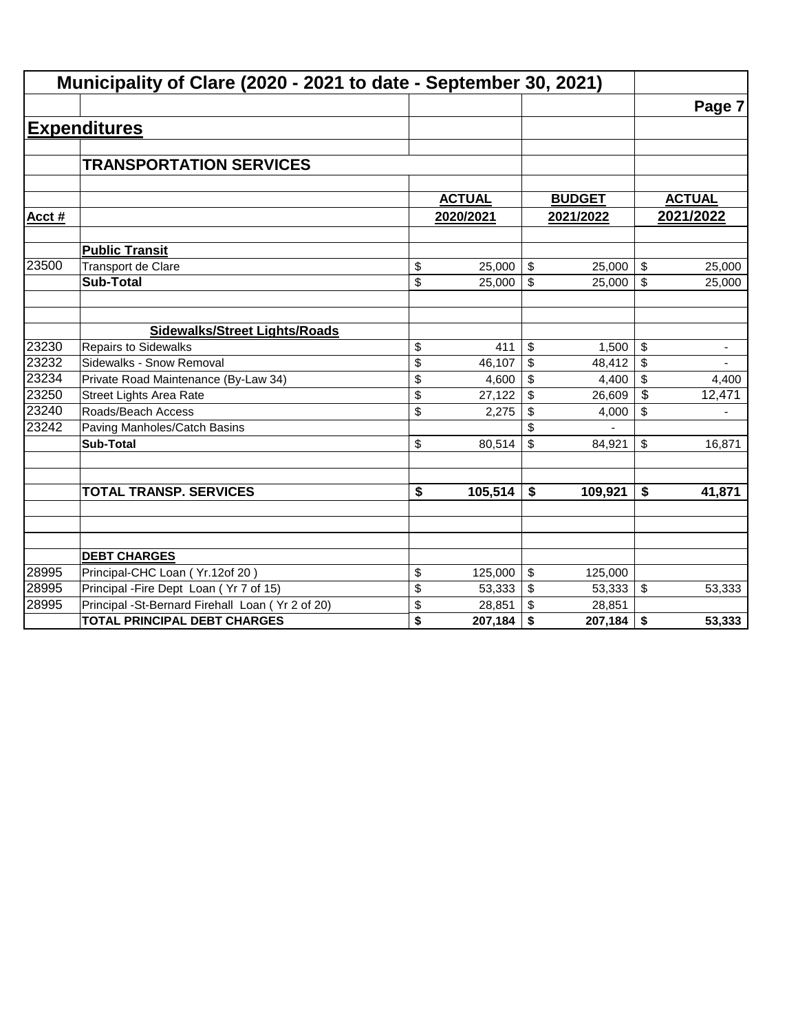# Municipality of Clare (2020 - 2021 to date - September 30, 2021)

## Expenditures

### TRANSPORTATION SERVICES

| Acct # | | ACTUAL 2020/2021 | BUDGET 2021/2022 | ACTUAL 2021/2022 |
|---|---|---|---|---|
| | **Public Transit** | | | |
| 23500 | Transport de Clare | $ 25,000 | $ 25,000 | $ 25,000 |
| | **Sub-Total** | $ 25,000 | $ 25,000 | $ 25,000 |
| | | | | |
| | **Sidewalks/Street Lights/Roads** | | | |
| 23230 | Repairs to Sidewalks | $ 411 | $ 1,500 | $ - |
| 23232 | Sidewalks - Snow Removal | $ 46,107 | $ 48,412 | $ - |
| 23234 | Private Road Maintenance (By-Law 34) | $ 4,600 | $ 4,400 | $ 4,400 |
| 23250 | Street Lights Area Rate | $ 27,122 | $ 26,609 | $ 12,471 |
| 23240 | Roads/Beach Access | $ 2,275 | $ 4,000 | $ - |
| 23242 | Paving Manholes/Catch Basins | | $ - | |
| | **Sub-Total** | $ 80,514 | $ 84,921 | $ 16,871 |
| | | | | |
| | **TOTAL TRANSP. SERVICES** | **$ 105,514** | **$ 109,921** | **$ 41,871** |
| | | | | |
| | **DEBT CHARGES** | | | |
| 28995 | Principal-CHC Loan ( Yr.12of 20 ) | $ 125,000 | $ 125,000 | |
| 28995 | Principal -Fire Dept Loan ( Yr 7 of 15) | $ 53,333 | $ 53,333 | $ 53,333 |
| 28995 | Principal -St-Bernard Firehall Loan ( Yr 2 of 20) | $ 28,851 | $ 28,851 | |
| | **TOTAL PRINCIPAL DEBT CHARGES** | **$ 207,184** | **$ 207,184** | **$ 53,333** |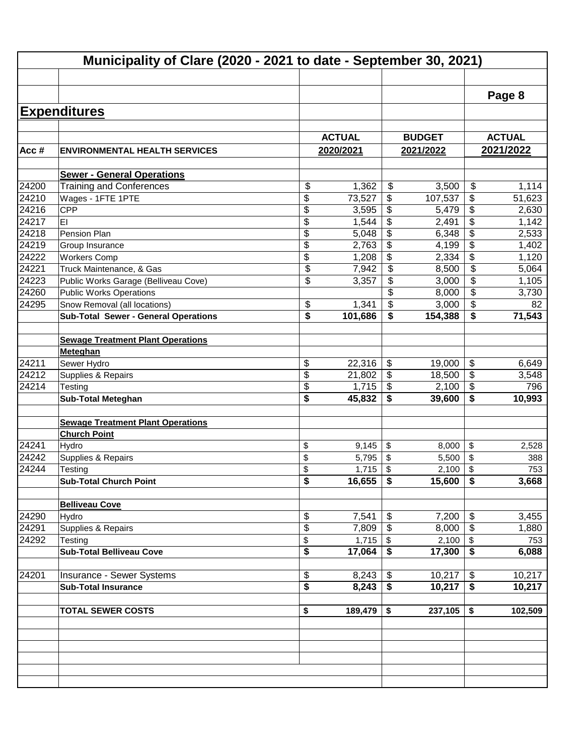# Municipality of Clare (2020 - 2021 to date - September 30, 2021)

## Expenditures

| Acc # | ENVIRONMENTAL HEALTH SERVICES | ACTUAL 2020/2021 | BUDGET 2021/2022 | ACTUAL 2021/2022 |
|---|---|---|---|---|
| | **Sewer - General Operations** | | | |
| 24200 | Training and Conferences | $ 1,362 | $ 3,500 | $ 1,114 |
| 24210 | Wages - 1FTE 1PTE | $ 73,527 | $ 107,537 | $ 51,623 |
| 24216 | CPP | $ 3,595 | $ 5,479 | $ 2,630 |
| 24217 | EI | $ 1,544 | $ 2,491 | $ 1,142 |
| 24218 | Pension Plan | $ 5,048 | $ 6,348 | $ 2,533 |
| 24219 | Group Insurance | $ 2,763 | $ 4,199 | $ 1,402 |
| 24222 | Workers Comp | $ 1,208 | $ 2,334 | $ 1,120 |
| 24221 | Truck Maintenance, & Gas | $ 7,942 | $ 8,500 | $ 5,064 |
| 24223 | Public Works Garage (Belliveau Cove) | $ 3,357 | $ 3,000 | $ 1,105 |
| 24260 | Public Works Operations | | $ 8,000 | $ 3,730 |
| 24295 | Snow Removal (all locations) | $ 1,341 | $ 3,000 | $ 82 |
| | **Sub-Total Sewer - General Operations** | **$ 101,686** | **$ 154,388** | **$ 71,543** |
| | **Sewage Treatment Plant Operations** | | | |
| | **Meteghan** | | | |
| 24211 | Sewer Hydro | $ 22,316 | $ 19,000 | $ 6,649 |
| 24212 | Supplies & Repairs | $ 21,802 | $ 18,500 | $ 3,548 |
| 24214 | Testing | $ 1,715 | $ 2,100 | $ 796 |
| | **Sub-Total Meteghan** | **$ 45,832** | **$ 39,600** | **$ 10,993** |
| | **Sewage Treatment Plant Operations** | | | |
| | **Church Point** | | | |
| 24241 | Hydro | $ 9,145 | $ 8,000 | $ 2,528 |
| 24242 | Supplies & Repairs | $ 5,795 | $ 5,500 | $ 388 |
| 24244 | Testing | $ 1,715 | $ 2,100 | $ 753 |
| | **Sub-Total Church Point** | **$ 16,655** | **$ 15,600** | **$ 3,668** |
| | **Belliveau Cove** | | | |
| 24290 | Hydro | $ 7,541 | $ 7,200 | $ 3,455 |
| 24291 | Supplies & Repairs | $ 7,809 | $ 8,000 | $ 1,880 |
| 24292 | Testing | $ 1,715 | $ 2,100 | $ 753 |
| | **Sub-Total Belliveau Cove** | **$ 17,064** | **$ 17,300** | **$ 6,088** |
| 24201 | Insurance - Sewer Systems | $ 8,243 | $ 10,217 | $ 10,217 |
| | **Sub-Total Insurance** | **$ 8,243** | **$ 10,217** | **$ 10,217** |
| | **TOTAL SEWER COSTS** | **$ 189,479** | **$ 237,105** | **$ 102,509** |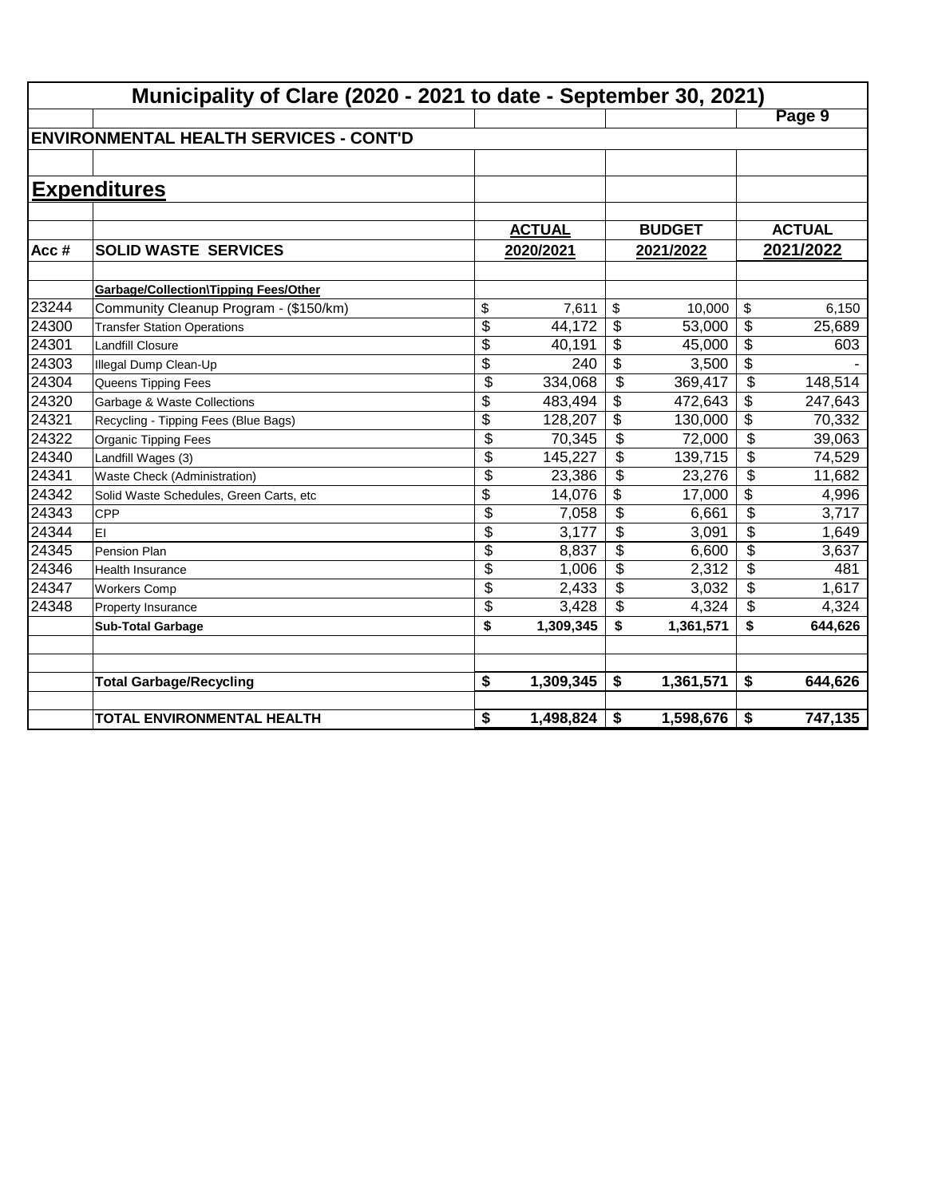# Municipality of Clare (2020 - 2021 to date - September 30, 2021)

## ENVIRONMENTAL HEALTH SERVICES - CONT'D

## Expenditures

| Acc # | SOLID WASTE SERVICES | ACTUAL 2020/2021 | BUDGET 2021/2022 | ACTUAL 2021/2022 |
|---|---|---|---|---|
| | **Garbage/Collection\Tipping Fees/Other** | | | |
| 23244 | Community Cleanup Program - ($150/km) | $ 7,611 | $ 10,000 | $ 6,150 |
| 24300 | Transfer Station Operations | $ 44,172 | $ 53,000 | $ 25,689 |
| 24301 | Landfill Closure | $ 40,191 | $ 45,000 | $ 603 |
| 24303 | Illegal Dump Clean-Up | $ 240 | $ 3,500 | $ - |
| 24304 | Queens Tipping Fees | $ 334,068 | $ 369,417 | $ 148,514 |
| 24320 | Garbage & Waste Collections | $ 483,494 | $ 472,643 | $ 247,643 |
| 24321 | Recycling - Tipping Fees (Blue Bags) | $ 128,207 | $ 130,000 | $ 70,332 |
| 24322 | Organic Tipping Fees | $ 70,345 | $ 72,000 | $ 39,063 |
| 24340 | Landfill Wages (3) | $ 145,227 | $ 139,715 | $ 74,529 |
| 24341 | Waste Check (Administration) | $ 23,386 | $ 23,276 | $ 11,682 |
| 24342 | Solid Waste Schedules, Green Carts, etc | $ 14,076 | $ 17,000 | $ 4,996 |
| 24343 | CPP | $ 7,058 | $ 6,661 | $ 3,717 |
| 24344 | EI | $ 3,177 | $ 3,091 | $ 1,649 |
| 24345 | Pension Plan | $ 8,837 | $ 6,600 | $ 3,637 |
| 24346 | Health Insurance | $ 1,006 | $ 2,312 | $ 481 |
| 24347 | Workers Comp | $ 2,433 | $ 3,032 | $ 1,617 |
| 24348 | Property Insurance | $ 3,428 | $ 4,324 | $ 4,324 |
| | **Sub-Total Garbage** | **$ 1,309,345** | **$ 1,361,571** | **$ 644,626** |
| | | | | |
| | **Total Garbage/Recycling** | **$ 1,309,345** | **$ 1,361,571** | **$ 644,626** |
| | | | | |
| | **TOTAL ENVIRONMENTAL HEALTH** | **$ 1,498,824** | **$ 1,598,676** | **$ 747,135** |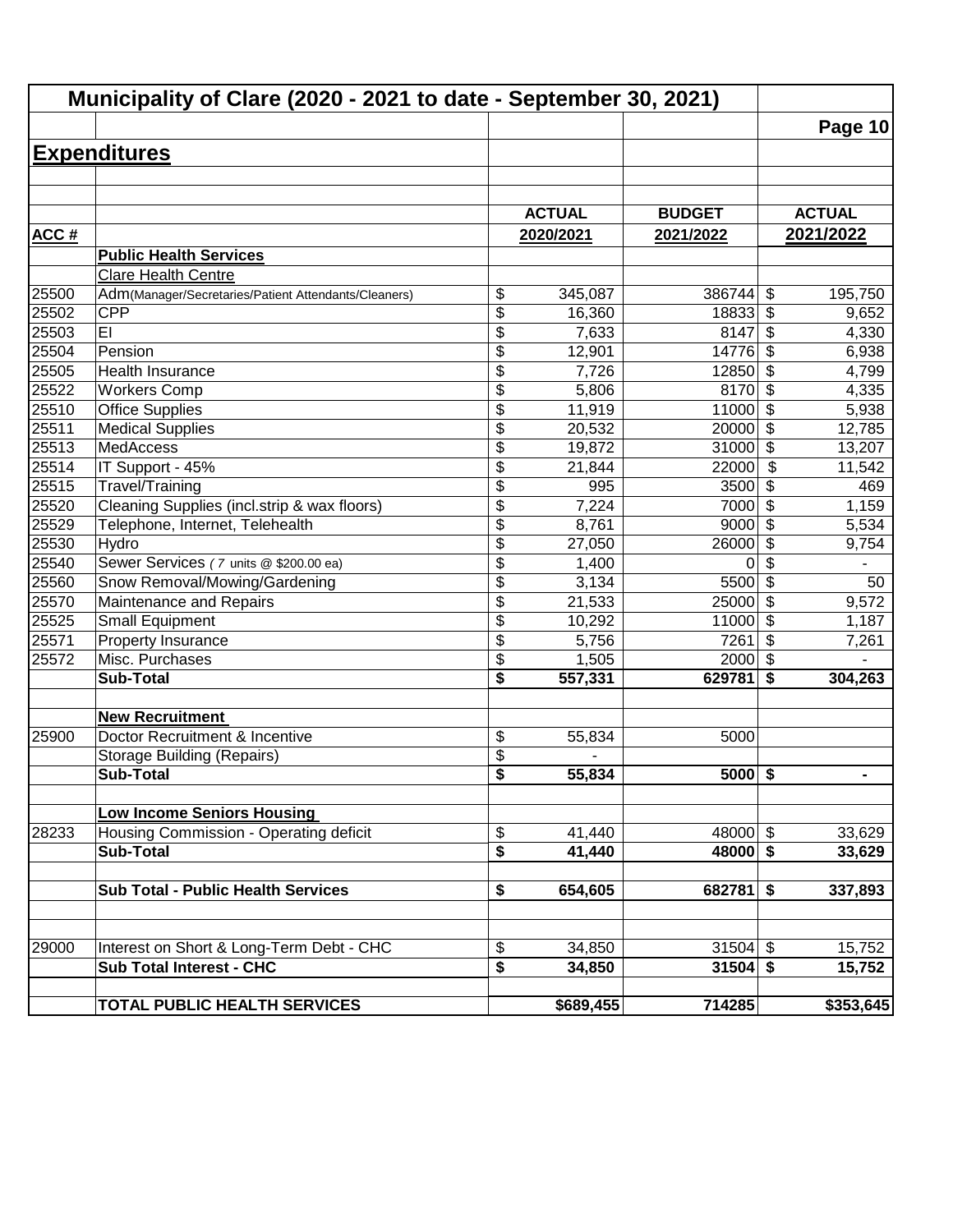# Municipality of Clare (2020 - 2021 to date - September 30, 2021)

## Expenditures

| ACC # | | ACTUAL 2020/2021 | BUDGET 2021/2022 | ACTUAL 2021/2022 |
|---|---|---|---|---|
| | **Public Health Services** | | | |
| | Clare Health Centre | | | |
| 25500 | Adm(Manager/Secretaries/Patient Attendants/Cleaners) | $ 345,087 | 386744 | $ 195,750 |
| 25502 | CPP | $ 16,360 | 18833 | $ 9,652 |
| 25503 | EI | $ 7,633 | 8147 | $ 4,330 |
| 25504 | Pension | $ 12,901 | 14776 | $ 6,938 |
| 25505 | Health Insurance | $ 7,726 | 12850 | $ 4,799 |
| 25522 | Workers Comp | $ 5,806 | 8170 | $ 4,335 |
| 25510 | Office Supplies | $ 11,919 | 11000 | $ 5,938 |
| 25511 | Medical Supplies | $ 20,532 | 20000 | $ 12,785 |
| 25513 | MedAccess | $ 19,872 | 31000 | $ 13,207 |
| 25514 | IT Support - 45% | $ 21,844 | 22000 | $ 11,542 |
| 25515 | Travel/Training | $ 995 | 3500 | $ 469 |
| 25520 | Cleaning Supplies (incl.strip & wax floors) | $ 7,224 | 7000 | $ 1,159 |
| 25529 | Telephone, Internet, Telehealth | $ 8,761 | 9000 | $ 5,534 |
| 25530 | Hydro | $ 27,050 | 26000 | $ 9,754 |
| 25540 | Sewer Services ( 7 units @ $200.00 ea) | $ 1,400 | 0 | $ - |
| 25560 | Snow Removal/Mowing/Gardening | $ 3,134 | 5500 | $ 50 |
| 25570 | Maintenance and Repairs | $ 21,533 | 25000 | $ 9,572 |
| 25525 | Small Equipment | $ 10,292 | 11000 | $ 1,187 |
| 25571 | Property Insurance | $ 5,756 | 7261 | $ 7,261 |
| 25572 | Misc. Purchases | $ 1,505 | 2000 | $ - |
| | **Sub-Total** | **$ 557,331** | **629781** | **$ 304,263** |
| | | | | |
| | **New Recruitment** | | | |
| 25900 | Doctor Recruitment & Incentive | $ 55,834 | 5000 | |
| | Storage Building (Repairs) | $ - | | |
| | **Sub-Total** | **$ 55,834** | **5000** | **$ -** |
| | | | | |
| | **Low Income Seniors Housing** | | | |
| 28233 | Housing Commission - Operating deficit | $ 41,440 | 48000 | $ 33,629 |
| | **Sub-Total** | **$ 41,440** | **48000** | **$ 33,629** |
| | | | | |
| | **Sub Total - Public Health Services** | **$ 654,605** | **682781** | **$ 337,893** |
| | | | | |
| 29000 | Interest on Short & Long-Term Debt - CHC | $ 34,850 | 31504 | $ 15,752 |
| | **Sub Total Interest - CHC** | **$ 34,850** | **31504** | **$ 15,752** |
| | | | | |
| | **TOTAL PUBLIC HEALTH SERVICES** | **$689,455** | **714285** | **$353,645** |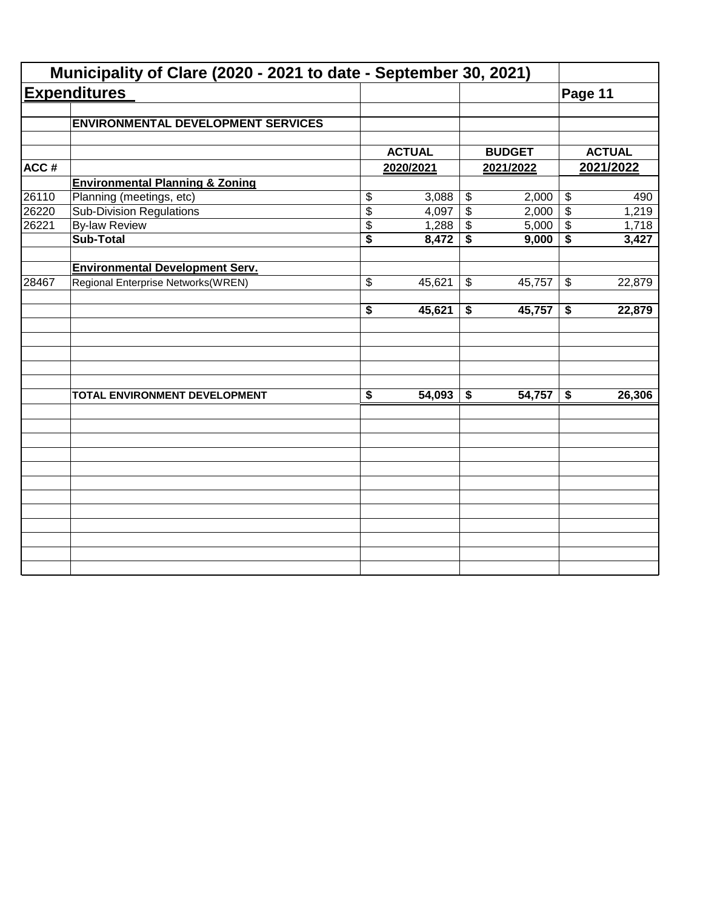# Municipality of Clare (2020 - 2021 to date - September 30, 2021)

## Expenditures

**ENVIRONMENTAL DEVELOPMENT SERVICES**

| ACC # | | ACTUAL 2020/2021 | BUDGET 2021/2022 | ACTUAL 2021/2022 |
|---|---|---|---|---|
| | **Environmental Planning & Zoning** | | | |
| 26110 | Planning (meetings, etc) | $ 3,088 | $ 2,000 | $ 490 |
| 26220 | Sub-Division Regulations | $ 4,097 | $ 2,000 | $ 1,219 |
| 26221 | By-law Review | $ 1,288 | $ 5,000 | $ 1,718 |
| | **Sub-Total** | **$ 8,472** | **$ 9,000** | **$ 3,427** |
| | **Environmental Development Serv.** | | | |
| 28467 | Regional Enterprise Networks(WREN) | $ 45,621 | $ 45,757 | $ 22,879 |
| | | **$ 45,621** | **$ 45,757** | **$ 22,879** |
| | **TOTAL ENVIRONMENT DEVELOPMENT** | **$ 54,093** | **$ 54,757** | **$ 26,306** |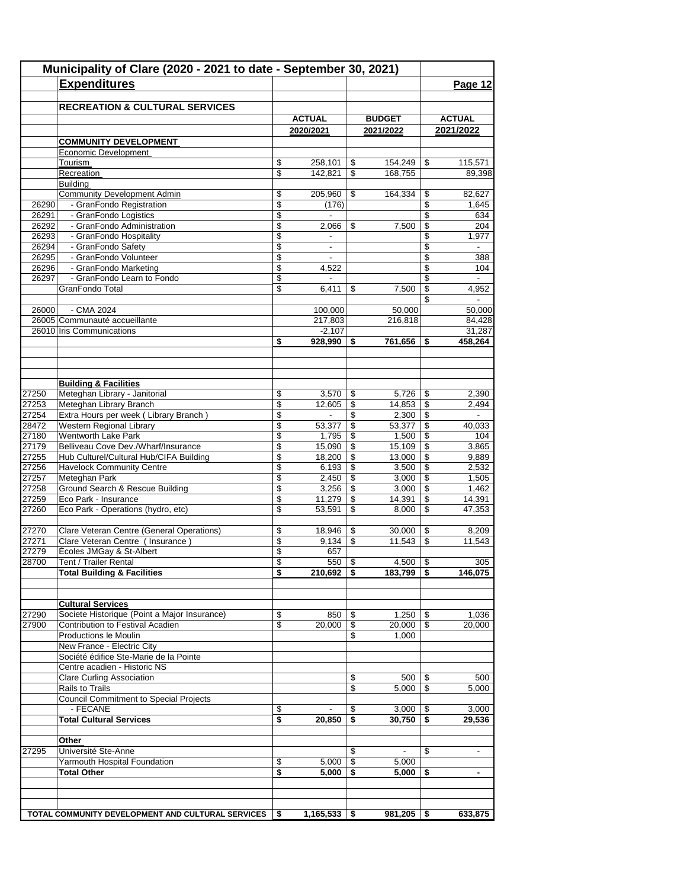# Municipality of Clare (2020 - 2021 to date - September 30, 2021)

## Expenditures

**Page 12**

| | | ACTUAL 2020/2021 | BUDGET 2021/2022 | ACTUAL 2021/2022 |
|---|---|---|---|---|
| | **RECREATION & CULTURAL SERVICES** | | | |
| | **COMMUNITY DEVELOPMENT** | | | |
| | Economic Development | | | |
| | Tourism | $ 258,101 | $ 154,249 | $ 115,571 |
| | Recreation | $ 142,821 | $ 168,755 | 89,398 |
| | Building | | | |
| | Community Development Admin | $ 205,960 | $ 164,334 | $ 82,627 |
| 26290 | - GranFondo Registration | $ (176) | | $ 1,645 |
| 26291 | - GranFondo Logistics | $ - | | $ 634 |
| 26292 | - GranFondo Administration | $ 2,066 | $ 7,500 | $ 204 |
| 26293 | - GranFondo Hospitality | $ - | | $ 1,977 |
| 26294 | - GranFondo Safety | $ - | | $ - |
| 26295 | - GranFondo Volunteer | $ - | | $ 388 |
| 26296 | - GranFondo Marketing | $ 4,522 | | $ 104 |
| 26297 | - GranFondo Learn to Fondo | $ - | | $ - |
| | GranFondo Total | $ 6,411 | $ 7,500 | $ 4,952 |
| | | | | $ - |
| 26000 | - CMA 2024 | 100,000 | 50,000 | 50,000 |
| 26005 | Communauté accueillante | 217,803 | 216,818 | 84,428 |
| 26010 | Iris Communications | -2,107 | | 31,287 |
| | | **$ 928,990** | **$ 761,656** | **$ 458,264** |
| | **Building & Facilities** | | | |
| 27250 | Meteghan Library - Janitorial | $ 3,570 | $ 5,726 | $ 2,390 |
| 27253 | Meteghan Library Branch | $ 12,605 | $ 14,853 | $ 2,494 |
| 27254 | Extra Hours per week ( Library Branch ) | $ - | $ 2,300 | $ - |
| 28472 | Western Regional Library | $ 53,377 | $ 53,377 | $ 40,033 |
| 27180 | Wentworth Lake Park | $ 1,795 | $ 1,500 | $ 104 |
| 27179 | Belliveau Cove Dev./Wharf/Insurance | $ 15,090 | $ 15,109 | $ 3,865 |
| 27255 | Hub Culturel/Cultural Hub/CIFA Building | $ 18,200 | $ 13,000 | $ 9,889 |
| 27256 | Havelock Community Centre | $ 6,193 | $ 3,500 | $ 2,532 |
| 27257 | Meteghan Park | $ 2,450 | $ 3,000 | $ 1,505 |
| 27258 | Ground Search & Rescue Building | $ 3,256 | $ 3,000 | $ 1,462 |
| 27259 | Eco Park - Insurance | $ 11,279 | $ 14,391 | $ 14,391 |
| 27260 | Eco Park - Operations (hydro, etc) | $ 53,591 | $ 8,000 | $ 47,353 |
| 27270 | Clare Veteran Centre (General Operations) | $ 18,946 | $ 30,000 | $ 8,209 |
| 27271 | Clare Veteran Centre ( Insurance ) | $ 9,134 | $ 11,543 | $ 11,543 |
| 27279 | Écoles JMGay & St-Albert | $ 657 | | |
| 28700 | Tent / Trailer Rental | $ 550 | $ 4,500 | $ 305 |
| | **Total Building & Facilities** | **$ 210,692** | **$ 183,799** | **$ 146,075** |
| | **Cultural Services** | | | |
| 27290 | Societe Historique (Point a Major Insurance) | $ 850 | $ 1,250 | $ 1,036 |
| 27900 | Contribution to Festival Acadien | $ 20,000 | $ 20,000 | $ 20,000 |
| | Productions le Moulin | | $ 1,000 | |
| | New France - Electric City | | | |
| | Société édifice Ste-Marie de la Pointe | | | |
| | Centre acadien - Historic NS | | | |
| | Clare Curling Association | | $ 500 | $ 500 |
| | Rails to Trails | | $ 5,000 | $ 5,000 |
| | Council Commitment to Special Projects | | | |
| | - FECANE | $ - | $ 3,000 | $ 3,000 |
| | **Total Cultural Services** | **$ 20,850** | **$ 30,750** | **$ 29,536** |
| | **Other** | | | |
| 27295 | Université Ste-Anne | | $ - | $ - |
| | Yarmouth Hospital Foundation | $ 5,000 | $ 5,000 | |
| | **Total Other** | **$ 5,000** | **$ 5,000** | **$ -** |
| | **TOTAL COMMUNITY DEVELOPMENT AND CULTURAL SERVICES** | **$ 1,165,533** | **$ 981,205** | **$ 633,875** |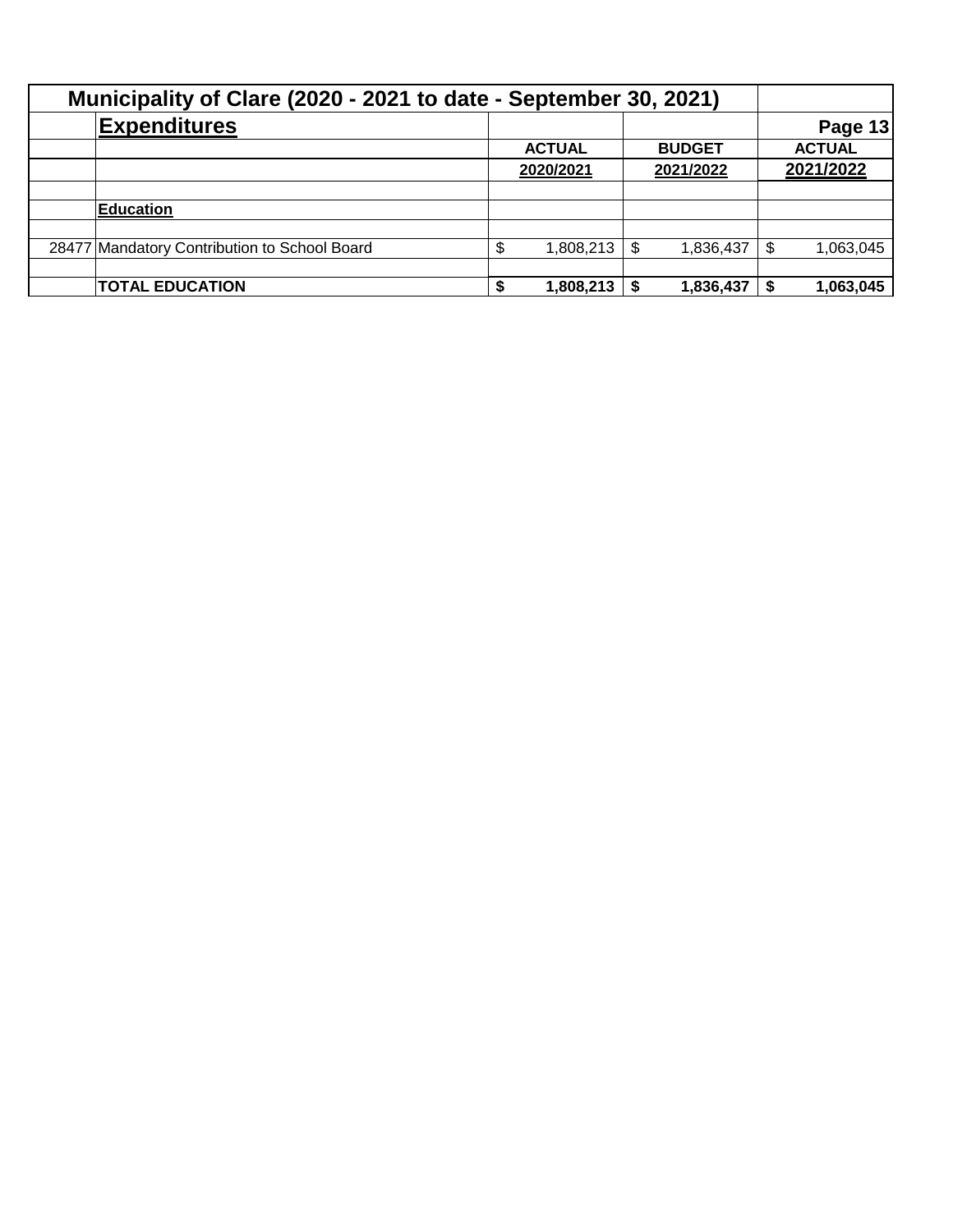| | | | | |
|---|---|---|---|---|
| | **Municipality of Clare (2020 - 2021 to date - September 30, 2021)** | | | |
| | **Expenditures** | | | **Page 13** |
| | | **ACTUAL** | **BUDGET** | **ACTUAL** |
| | | **2020/2021** | **2021/2022** | **2021/2022** |
| | | | | |
| | **Education** | | | |
| | | | | |
| 28477 | Mandatory Contribution to School Board | $ 1,808,213 | $ 1,836,437 | $ 1,063,045 |
| | | | | |
| | **TOTAL EDUCATION** | **$ 1,808,213** | **$ 1,836,437** | **$ 1,063,045** |